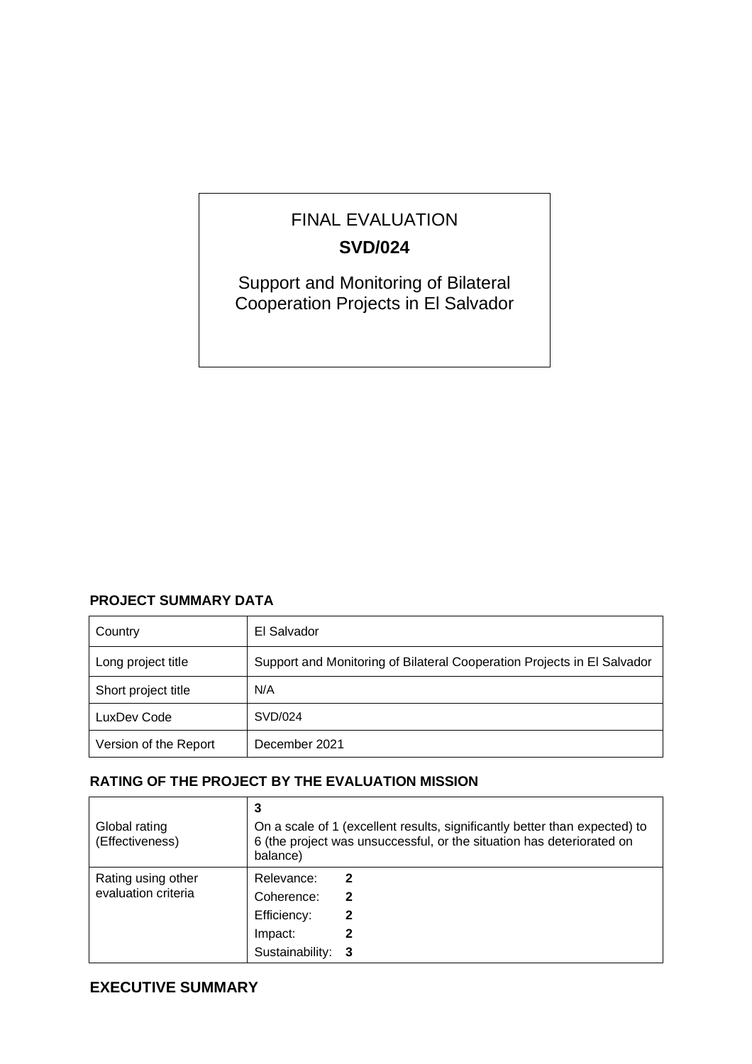# FINAL EVALUATION

## SVD/024

Support and Monitoring of Bilateral Cooperation Projects in El Salvador

### PROJECT SUMMARY DATA

| Country | El Salvador |
| --- | --- |
| Long project title | Support and Monitoring of Bilateral Cooperation Projects in El Salvador |
| Short project title | N/A |
| LuxDev Code | SVD/024 |
| Version of the Report | December 2021 |

### RATING OF THE PROJECT BY THE EVALUATION MISSION

| Global rating (Effectiveness) | **3**<br>On a scale of 1 (excellent results, significantly better than expected) to 6 (the project was unsuccessful, or the situation has deteriorated on balance) |
| --- | --- |
| Rating using other evaluation criteria | Relevance: **2**<br>Coherence: **2**<br>Efficiency: **2**<br>Impact: **2**<br>Sustainability: **3** |

## EXECUTIVE SUMMARY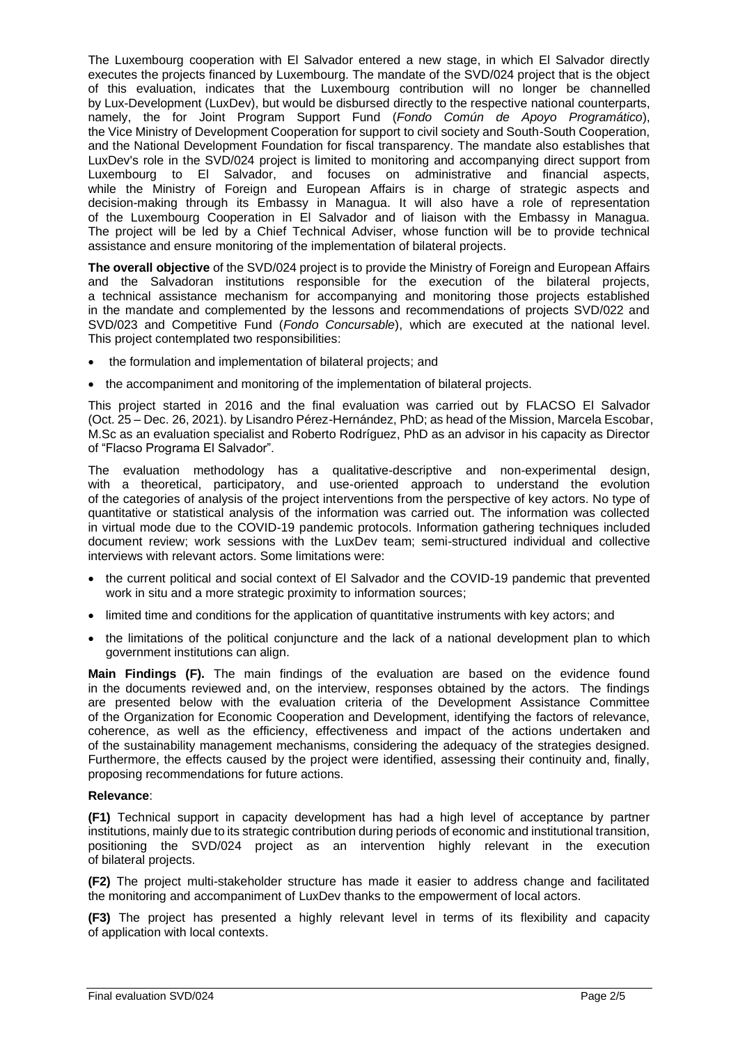The Luxembourg cooperation with El Salvador entered a new stage, in which El Salvador directly executes the projects financed by Luxembourg. The mandate of the SVD/024 project that is the object of this evaluation, indicates that the Luxembourg contribution will no longer be channelled by Lux-Development (LuxDev), but would be disbursed directly to the respective national counterparts, namely, the for Joint Program Support Fund (*Fondo Común de Apoyo Programático*), the Vice Ministry of Development Cooperation for support to civil society and South-South Cooperation, and the National Development Foundation for fiscal transparency. The mandate also establishes that LuxDev's role in the SVD/024 project is limited to monitoring and accompanying direct support from Luxembourg to El Salvador, and focuses on administrative and financial aspects, while the Ministry of Foreign and European Affairs is in charge of strategic aspects and decision-making through its Embassy in Managua. It will also have a role of representation of the Luxembourg Cooperation in El Salvador and of liaison with the Embassy in Managua. The project will be led by a Chief Technical Adviser, whose function will be to provide technical assistance and ensure monitoring of the implementation of bilateral projects.

**The overall objective** of the SVD/024 project is to provide the Ministry of Foreign and European Affairs and the Salvadoran institutions responsible for the execution of the bilateral projects, a technical assistance mechanism for accompanying and monitoring those projects established in the mandate and complemented by the lessons and recommendations of projects SVD/022 and SVD/023 and Competitive Fund (*Fondo Concursable*), which are executed at the national level. This project contemplated two responsibilities:

- the formulation and implementation of bilateral projects; and
- the accompaniment and monitoring of the implementation of bilateral projects.

This project started in 2016 and the final evaluation was carried out by FLACSO El Salvador (Oct. 25 – Dec. 26, 2021). by Lisandro Pérez-Hernández, PhD; as head of the Mission, Marcela Escobar, M.Sc as an evaluation specialist and Roberto Rodríguez, PhD as an advisor in his capacity as Director of "Flacso Programa El Salvador".

The evaluation methodology has a qualitative-descriptive and non-experimental design, with a theoretical, participatory, and use-oriented approach to understand the evolution of the categories of analysis of the project interventions from the perspective of key actors. No type of quantitative or statistical analysis of the information was carried out. The information was collected in virtual mode due to the COVID-19 pandemic protocols. Information gathering techniques included document review; work sessions with the LuxDev team; semi-structured individual and collective interviews with relevant actors. Some limitations were:

- the current political and social context of El Salvador and the COVID-19 pandemic that prevented work in situ and a more strategic proximity to information sources;
- limited time and conditions for the application of quantitative instruments with key actors; and
- the limitations of the political conjuncture and the lack of a national development plan to which government institutions can align.

**Main Findings (F).** The main findings of the evaluation are based on the evidence found in the documents reviewed and, on the interview, responses obtained by the actors. The findings are presented below with the evaluation criteria of the Development Assistance Committee of the Organization for Economic Cooperation and Development, identifying the factors of relevance, coherence, as well as the efficiency, effectiveness and impact of the actions undertaken and of the sustainability management mechanisms, considering the adequacy of the strategies designed. Furthermore, the effects caused by the project were identified, assessing their continuity and, finally, proposing recommendations for future actions.

**Relevance**:

**(F1)** Technical support in capacity development has had a high level of acceptance by partner institutions, mainly due to its strategic contribution during periods of economic and institutional transition, positioning the SVD/024 project as an intervention highly relevant in the execution of bilateral projects.

**(F2)** The project multi-stakeholder structure has made it easier to address change and facilitated the monitoring and accompaniment of LuxDev thanks to the empowerment of local actors.

**(F3)** The project has presented a highly relevant level in terms of its flexibility and capacity of application with local contexts.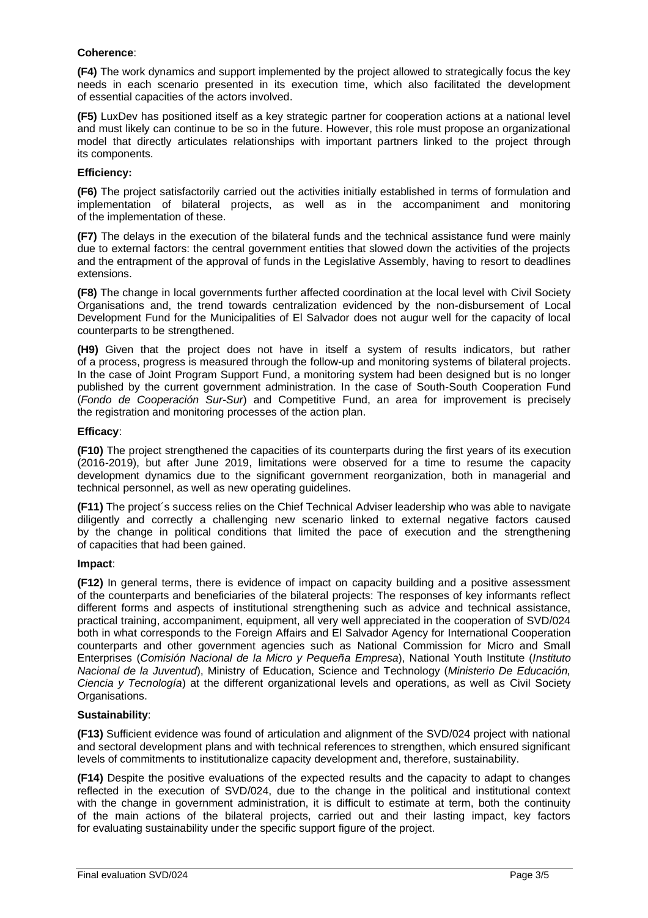**Coherence**:

**(F4)** The work dynamics and support implemented by the project allowed to strategically focus the key needs in each scenario presented in its execution time, which also facilitated the development of essential capacities of the actors involved.

**(F5)** LuxDev has positioned itself as a key strategic partner for cooperation actions at a national level and must likely can continue to be so in the future. However, this role must propose an organizational model that directly articulates relationships with important partners linked to the project through its components.

**Efficiency:**

**(F6)** The project satisfactorily carried out the activities initially established in terms of formulation and implementation of bilateral projects, as well as in the accompaniment and monitoring of the implementation of these.

**(F7)** The delays in the execution of the bilateral funds and the technical assistance fund were mainly due to external factors: the central government entities that slowed down the activities of the projects and the entrapment of the approval of funds in the Legislative Assembly, having to resort to deadlines extensions.

**(F8)** The change in local governments further affected coordination at the local level with Civil Society Organisations and, the trend towards centralization evidenced by the non-disbursement of Local Development Fund for the Municipalities of El Salvador does not augur well for the capacity of local counterparts to be strengthened.

**(H9)** Given that the project does not have in itself a system of results indicators, but rather of a process, progress is measured through the follow-up and monitoring systems of bilateral projects. In the case of Joint Program Support Fund, a monitoring system had been designed but is no longer published by the current government administration. In the case of South-South Cooperation Fund (*Fondo de Cooperación Sur-Sur*) and Competitive Fund, an area for improvement is precisely the registration and monitoring processes of the action plan.

**Efficacy**:

**(F10)** The project strengthened the capacities of its counterparts during the first years of its execution (2016-2019), but after June 2019, limitations were observed for a time to resume the capacity development dynamics due to the significant government reorganization, both in managerial and technical personnel, as well as new operating guidelines.

**(F11)** The project´s success relies on the Chief Technical Adviser leadership who was able to navigate diligently and correctly a challenging new scenario linked to external negative factors caused by the change in political conditions that limited the pace of execution and the strengthening of capacities that had been gained.

**Impact**:

**(F12)** In general terms, there is evidence of impact on capacity building and a positive assessment of the counterparts and beneficiaries of the bilateral projects: The responses of key informants reflect different forms and aspects of institutional strengthening such as advice and technical assistance, practical training, accompaniment, equipment, all very well appreciated in the cooperation of SVD/024 both in what corresponds to the Foreign Affairs and El Salvador Agency for International Cooperation counterparts and other government agencies such as National Commission for Micro and Small Enterprises (*Comisión Nacional de la Micro y Pequeña Empresa*), National Youth Institute (*Instituto Nacional de la Juventud*), Ministry of Education, Science and Technology (*Ministerio De Educación, Ciencia y Tecnología*) at the different organizational levels and operations, as well as Civil Society Organisations.

**Sustainability**:

**(F13)** Sufficient evidence was found of articulation and alignment of the SVD/024 project with national and sectoral development plans and with technical references to strengthen, which ensured significant levels of commitments to institutionalize capacity development and, therefore, sustainability.

**(F14)** Despite the positive evaluations of the expected results and the capacity to adapt to changes reflected in the execution of SVD/024, due to the change in the political and institutional context with the change in government administration, it is difficult to estimate at term, both the continuity of the main actions of the bilateral projects, carried out and their lasting impact, key factors for evaluating sustainability under the specific support figure of the project.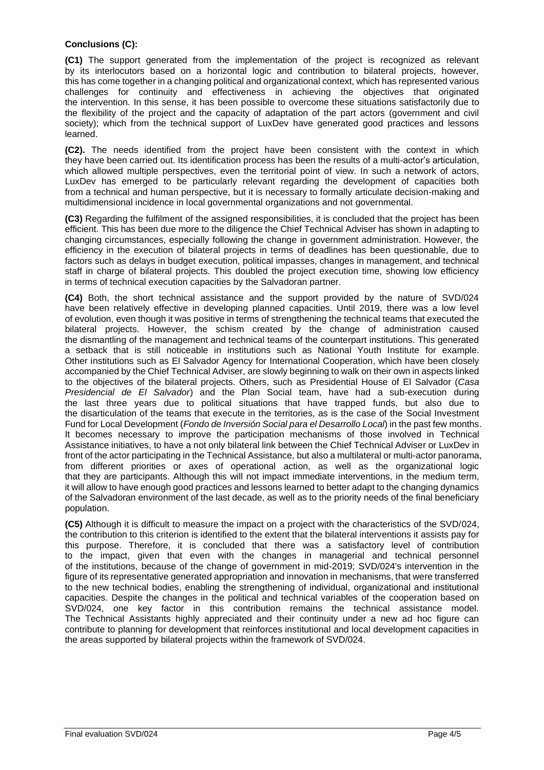**Conclusions (C):**

**(C1)** The support generated from the implementation of the project is recognized as relevant by its interlocutors based on a horizontal logic and contribution to bilateral projects, however, this has come together in a changing political and organizational context, which has represented various challenges for continuity and effectiveness in achieving the objectives that originated the intervention. In this sense, it has been possible to overcome these situations satisfactorily due to the flexibility of the project and the capacity of adaptation of the part actors (government and civil society); which from the technical support of LuxDev have generated good practices and lessons learned.

**(C2).** The needs identified from the project have been consistent with the context in which they have been carried out. Its identification process has been the results of a multi-actor's articulation, which allowed multiple perspectives, even the territorial point of view. In such a network of actors, LuxDev has emerged to be particularly relevant regarding the development of capacities both from a technical and human perspective, but it is necessary to formally articulate decision-making and multidimensional incidence in local governmental organizations and not governmental.

**(C3)** Regarding the fulfilment of the assigned responsibilities, it is concluded that the project has been efficient. This has been due more to the diligence the Chief Technical Adviser has shown in adapting to changing circumstances, especially following the change in government administration. However, the efficiency in the execution of bilateral projects in terms of deadlines has been questionable, due to factors such as delays in budget execution, political impasses, changes in management, and technical staff in charge of bilateral projects. This doubled the project execution time, showing low efficiency in terms of technical execution capacities by the Salvadoran partner.

**(C4)** Both, the short technical assistance and the support provided by the nature of SVD/024 have been relatively effective in developing planned capacities. Until 2019, there was a low level of evolution, even though it was positive in terms of strengthening the technical teams that executed the bilateral projects. However, the schism created by the change of administration caused the dismantling of the management and technical teams of the counterpart institutions. This generated a setback that is still noticeable in institutions such as National Youth Institute for example. Other institutions such as El Salvador Agency for International Cooperation, which have been closely accompanied by the Chief Technical Adviser, are slowly beginning to walk on their own in aspects linked to the objectives of the bilateral projects. Others, such as Presidential House of El Salvador (*Casa Presidencial de El Salvador*) and the Plan Social team, have had a sub-execution during the last three years due to political situations that have trapped funds, but also due to the disarticulation of the teams that execute in the territories, as is the case of the Social Investment Fund for Local Development (*Fondo de Inversión Social para el Desarrollo Local*) in the past few months. It becomes necessary to improve the participation mechanisms of those involved in Technical Assistance initiatives, to have a not only bilateral link between the Chief Technical Adviser or LuxDev in front of the actor participating in the Technical Assistance, but also a multilateral or multi-actor panorama, from different priorities or axes of operational action, as well as the organizational logic that they are participants. Although this will not impact immediate interventions, in the medium term, it will allow to have enough good practices and lessons learned to better adapt to the changing dynamics of the Salvadoran environment of the last decade, as well as to the priority needs of the final beneficiary population.

**(C5)** Although it is difficult to measure the impact on a project with the characteristics of the SVD/024, the contribution to this criterion is identified to the extent that the bilateral interventions it assists pay for this purpose. Therefore, it is concluded that there was a satisfactory level of contribution to the impact, given that even with the changes in managerial and technical personnel of the institutions, because of the change of government in mid-2019; SVD/024's intervention in the figure of its representative generated appropriation and innovation in mechanisms, that were transferred to the new technical bodies, enabling the strengthening of individual, organizational and institutional capacities. Despite the changes in the political and technical variables of the cooperation based on SVD/024, one key factor in this contribution remains the technical assistance model. The Technical Assistants highly appreciated and their continuity under a new ad hoc figure can contribute to planning for development that reinforces institutional and local development capacities in the areas supported by bilateral projects within the framework of SVD/024.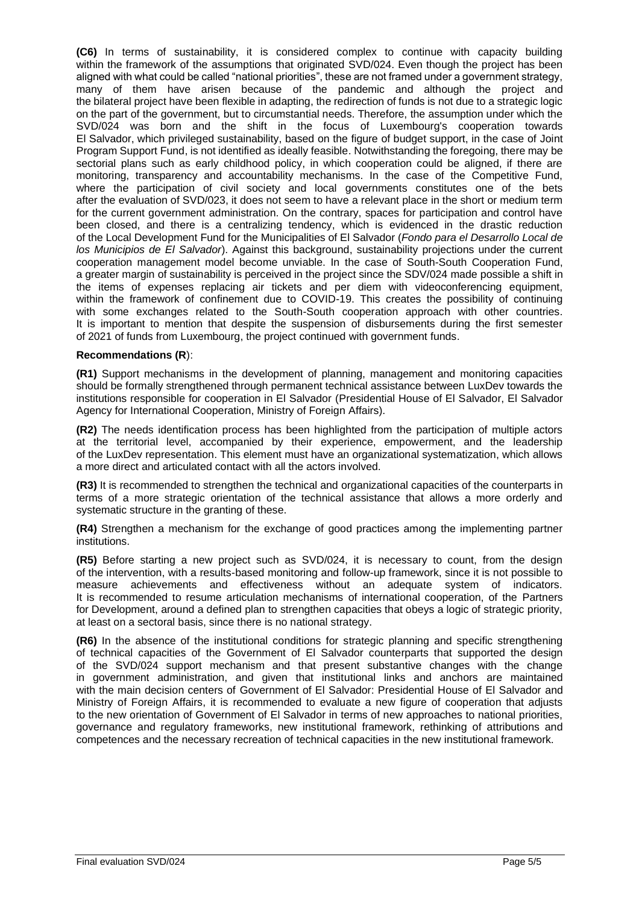**(C6)** In terms of sustainability, it is considered complex to continue with capacity building within the framework of the assumptions that originated SVD/024. Even though the project has been aligned with what could be called "national priorities", these are not framed under a government strategy, many of them have arisen because of the pandemic and although the project and the bilateral project have been flexible in adapting, the redirection of funds is not due to a strategic logic on the part of the government, but to circumstantial needs. Therefore, the assumption under which the SVD/024 was born and the shift in the focus of Luxembourg's cooperation towards El Salvador, which privileged sustainability, based on the figure of budget support, in the case of Joint Program Support Fund, is not identified as ideally feasible. Notwithstanding the foregoing, there may be sectorial plans such as early childhood policy, in which cooperation could be aligned, if there are monitoring, transparency and accountability mechanisms. In the case of the Competitive Fund, where the participation of civil society and local governments constitutes one of the bets after the evaluation of SVD/023, it does not seem to have a relevant place in the short or medium term for the current government administration. On the contrary, spaces for participation and control have been closed, and there is a centralizing tendency, which is evidenced in the drastic reduction of the Local Development Fund for the Municipalities of El Salvador (*Fondo para el Desarrollo Local de los Municipios de El Salvador*). Against this background, sustainability projections under the current cooperation management model become unviable. In the case of South-South Cooperation Fund, a greater margin of sustainability is perceived in the project since the SDV/024 made possible a shift in the items of expenses replacing air tickets and per diem with videoconferencing equipment, within the framework of confinement due to COVID-19. This creates the possibility of continuing with some exchanges related to the South-South cooperation approach with other countries. It is important to mention that despite the suspension of disbursements during the first semester of 2021 of funds from Luxembourg, the project continued with government funds.

**Recommendations (R**):

**(R1)** Support mechanisms in the development of planning, management and monitoring capacities should be formally strengthened through permanent technical assistance between LuxDev towards the institutions responsible for cooperation in El Salvador (Presidential House of El Salvador, El Salvador Agency for International Cooperation, Ministry of Foreign Affairs).

**(R2)** The needs identification process has been highlighted from the participation of multiple actors at the territorial level, accompanied by their experience, empowerment, and the leadership of the LuxDev representation. This element must have an organizational systematization, which allows a more direct and articulated contact with all the actors involved.

**(R3)** It is recommended to strengthen the technical and organizational capacities of the counterparts in terms of a more strategic orientation of the technical assistance that allows a more orderly and systematic structure in the granting of these.

**(R4)** Strengthen a mechanism for the exchange of good practices among the implementing partner institutions.

**(R5)** Before starting a new project such as SVD/024, it is necessary to count, from the design of the intervention, with a results-based monitoring and follow-up framework, since it is not possible to measure achievements and effectiveness without an adequate system of indicators. It is recommended to resume articulation mechanisms of international cooperation, of the Partners for Development, around a defined plan to strengthen capacities that obeys a logic of strategic priority, at least on a sectoral basis, since there is no national strategy.

**(R6)** In the absence of the institutional conditions for strategic planning and specific strengthening of technical capacities of the Government of El Salvador counterparts that supported the design of the SVD/024 support mechanism and that present substantive changes with the change in government administration, and given that institutional links and anchors are maintained with the main decision centers of Government of El Salvador: Presidential House of El Salvador and Ministry of Foreign Affairs, it is recommended to evaluate a new figure of cooperation that adjusts to the new orientation of Government of El Salvador in terms of new approaches to national priorities, governance and regulatory frameworks, new institutional framework, rethinking of attributions and competences and the necessary recreation of technical capacities in the new institutional framework.